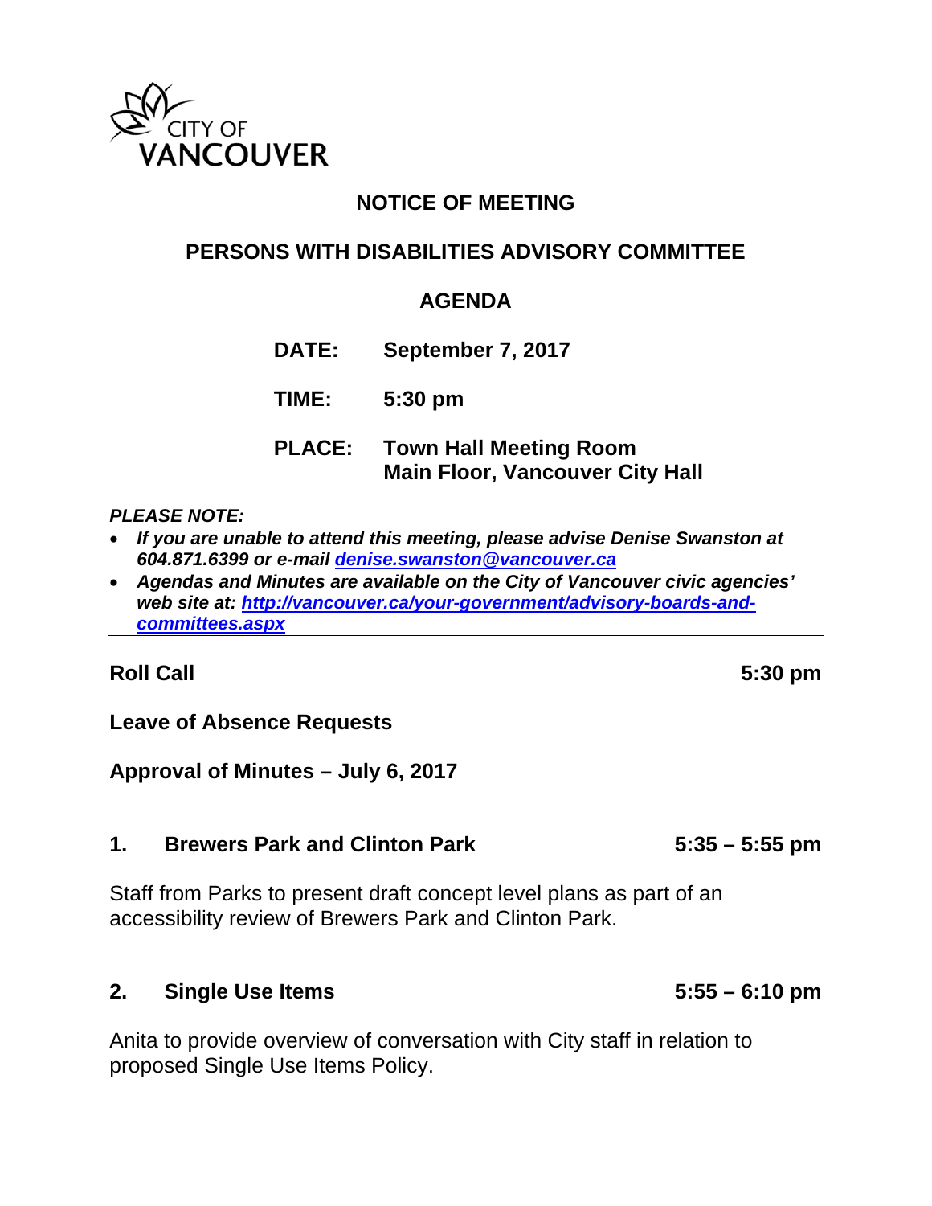CITY OF
VANCOUVER

# NOTICE OF MEETING

## PERSONS WITH DISABILITIES ADVISORY COMMITTEE

## AGENDA

**DATE:** September 7, 2017

**TIME:** 5:30 pm

**PLACE:** Town Hall Meeting Room
Main Floor, Vancouver City Hall

***PLEASE NOTE:***

- ***If you are unable to attend this meeting, please advise Denise Swanston at 604.871.6399 or e-mail [denise.swanston@vancouver.ca](mailto:denise.swanston@vancouver.ca)***
- ***Agendas and Minutes are available on the City of Vancouver civic agencies' web site at: [http://vancouver.ca/your-government/advisory-boards-and-committees.aspx](http://vancouver.ca/your-government/advisory-boards-and-committees.aspx)***

---

**Roll Call** **5:30 pm**

**Leave of Absence Requests**

**Approval of Minutes – July 6, 2017**

**1. Brewers Park and Clinton Park** **5:35 – 5:55 pm**

Staff from Parks to present draft concept level plans as part of an accessibility review of Brewers Park and Clinton Park.

**2. Single Use Items** **5:55 – 6:10 pm**

Anita to provide overview of conversation with City staff in relation to proposed Single Use Items Policy.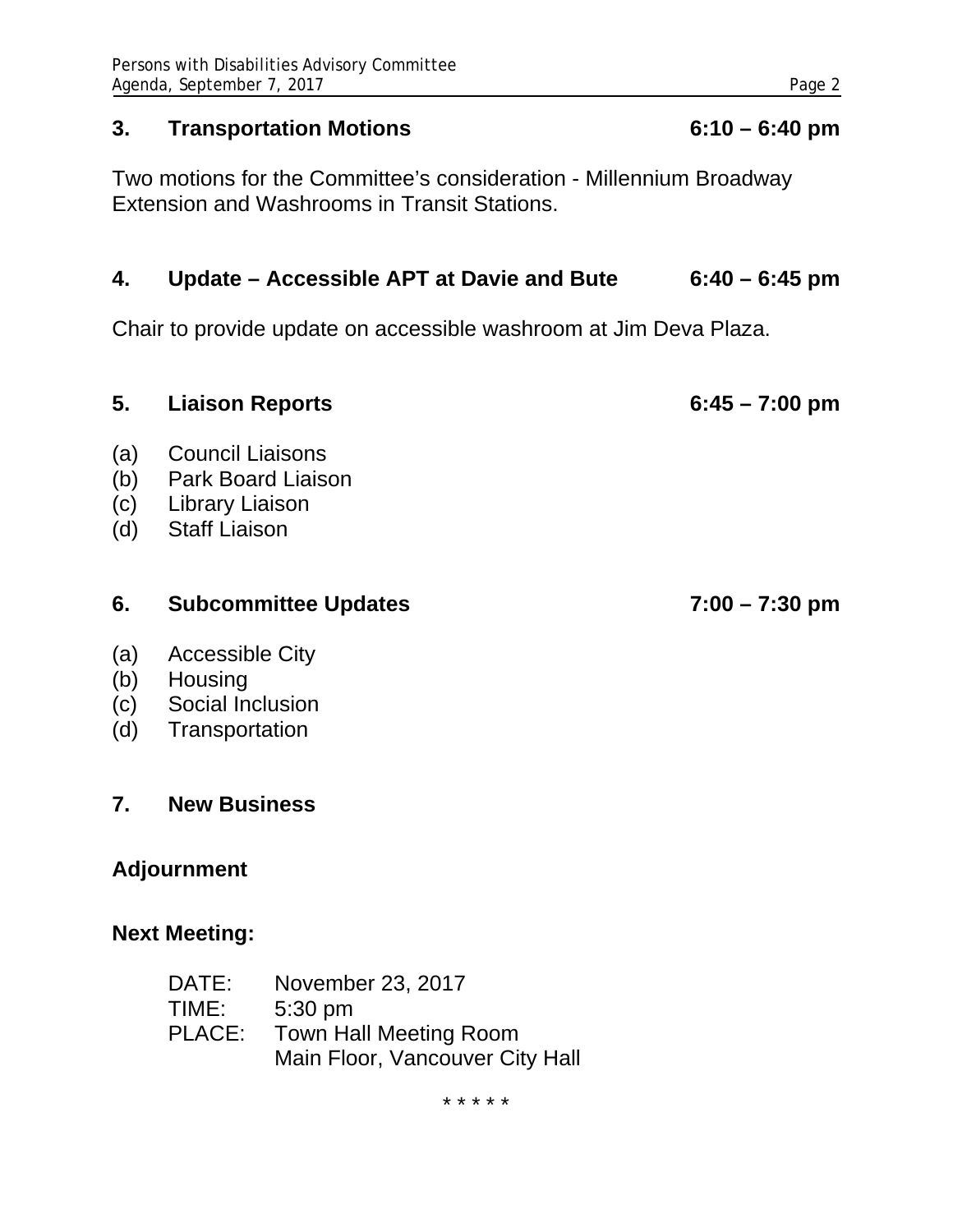## 3. Transportation Motions 6:10 – 6:40 pm

Two motions for the Committee's consideration - Millennium Broadway Extension and Washrooms in Transit Stations.

## 4. Update – Accessible APT at Davie and Bute 6:40 – 6:45 pm

Chair to provide update on accessible washroom at Jim Deva Plaza.

## 5. Liaison Reports 6:45 – 7:00 pm

(a) Council Liaisons
(b) Park Board Liaison
(c) Library Liaison
(d) Staff Liaison

## 6. Subcommittee Updates 7:00 – 7:30 pm

(a) Accessible City
(b) Housing
(c) Social Inclusion
(d) Transportation

## 7. New Business

## Adjournment

## Next Meeting:

DATE: November 23, 2017
TIME: 5:30 pm
PLACE: Town Hall Meeting Room
Main Floor, Vancouver City Hall

\* \* \* \* \*